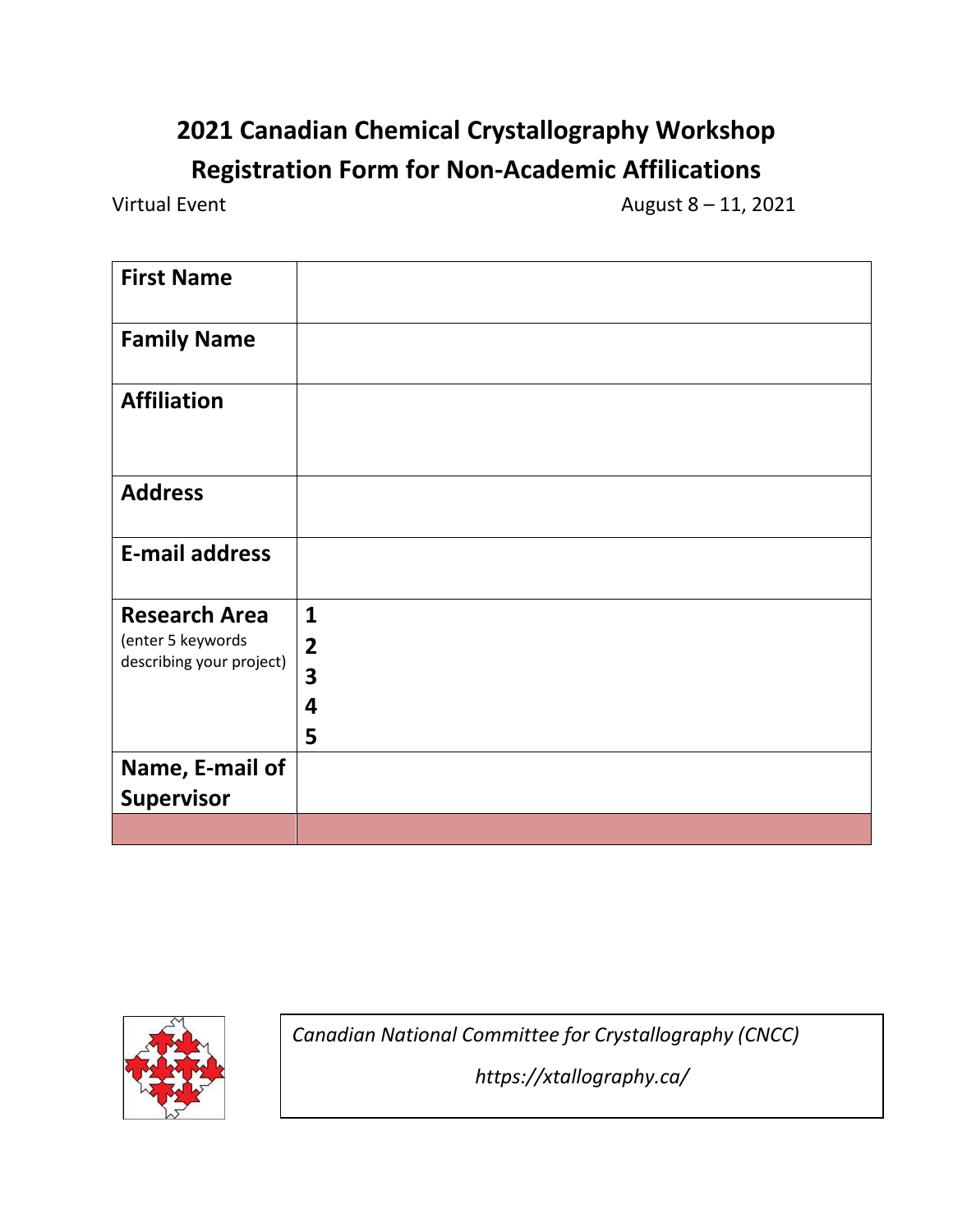# 2021 Canadian Chemical Crystallography Workshop
# Registration Form for Non-Academic Affilications

Virtual Event August 8 – 11, 2021

| **First Name** | |
|---|---|
| **Family Name** | |
| **Affiliation** | |
| **Address** | |
| **E-mail address** | |
| **Research Area** (enter 5 keywords describing your project) | **1**<br>**2**<br>**3**<br>**4**<br>**5** |
| **Name, E-mail of Supervisor** | |
| | |

*Canadian National Committee for Crystallography (CNCC)*

*https://xtallography.ca/*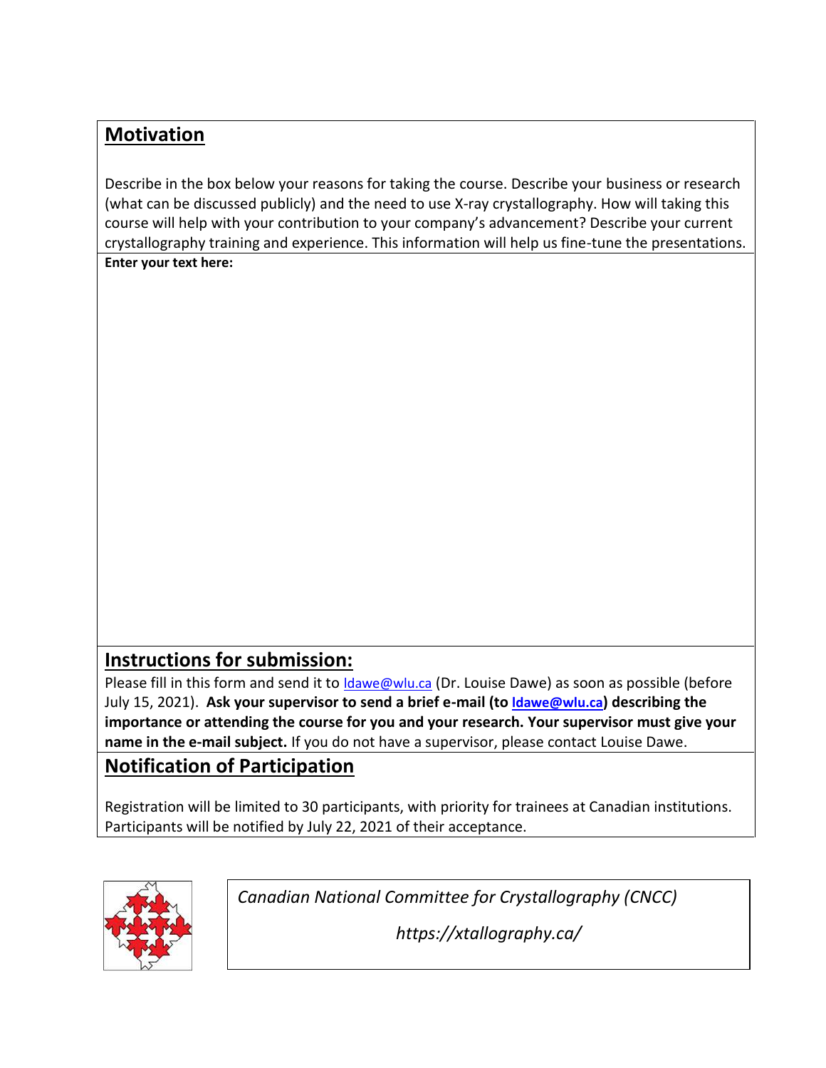## Motivation

Describe in the box below your reasons for taking the course. Describe your business or research (what can be discussed publicly) and the need to use X-ray crystallography. How will taking this course will help with your contribution to your company's advancement? Describe your current crystallography training and experience. This information will help us fine-tune the presentations.

**Enter your text here:**

## Instructions for submission:

Please fill in this form and send it to ldawe@wlu.ca (Dr. Louise Dawe) as soon as possible (before July 15, 2021). **Ask your supervisor to send a brief e-mail (to ldawe@wlu.ca) describing the importance or attending the course for you and your research. Your supervisor must give your name in the e-mail subject.** If you do not have a supervisor, please contact Louise Dawe.

## Notification of Participation

Registration will be limited to 30 participants, with priority for trainees at Canadian institutions. Participants will be notified by July 22, 2021 of their acceptance.

*Canadian National Committee for Crystallography (CNCC)*

*https://xtallography.ca/*